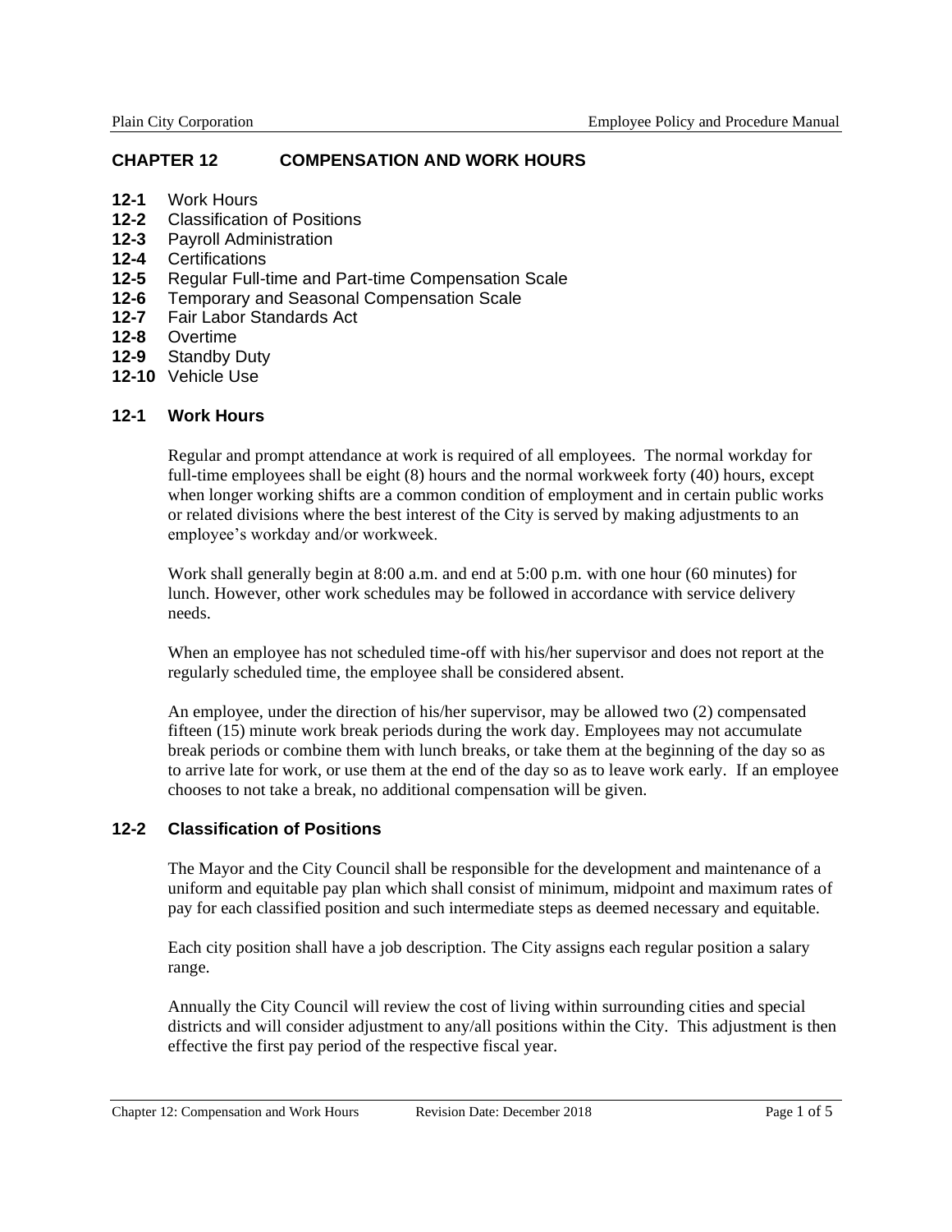## CHAPTER 12 COMPENSATION AND WORK HOURS

**12-1** Work Hours
**12-2** Classification of Positions
**12-3** Payroll Administration
**12-4** Certifications
**12-5** Regular Full-time and Part-time Compensation Scale
**12-6** Temporary and Seasonal Compensation Scale
**12-7** Fair Labor Standards Act
**12-8** Overtime
**12-9** Standby Duty
**12-10** Vehicle Use

### 12-1 Work Hours

Regular and prompt attendance at work is required of all employees. The normal workday for full-time employees shall be eight (8) hours and the normal workweek forty (40) hours, except when longer working shifts are a common condition of employment and in certain public works or related divisions where the best interest of the City is served by making adjustments to an employee's workday and/or workweek.

Work shall generally begin at 8:00 a.m. and end at 5:00 p.m. with one hour (60 minutes) for lunch. However, other work schedules may be followed in accordance with service delivery needs.

When an employee has not scheduled time-off with his/her supervisor and does not report at the regularly scheduled time, the employee shall be considered absent.

An employee, under the direction of his/her supervisor, may be allowed two (2) compensated fifteen (15) minute work break periods during the work day. Employees may not accumulate break periods or combine them with lunch breaks, or take them at the beginning of the day so as to arrive late for work, or use them at the end of the day so as to leave work early. If an employee chooses to not take a break, no additional compensation will be given.

### 12-2 Classification of Positions

The Mayor and the City Council shall be responsible for the development and maintenance of a uniform and equitable pay plan which shall consist of minimum, midpoint and maximum rates of pay for each classified position and such intermediate steps as deemed necessary and equitable.

Each city position shall have a job description. The City assigns each regular position a salary range.

Annually the City Council will review the cost of living within surrounding cities and special districts and will consider adjustment to any/all positions within the City. This adjustment is then effective the first pay period of the respective fiscal year.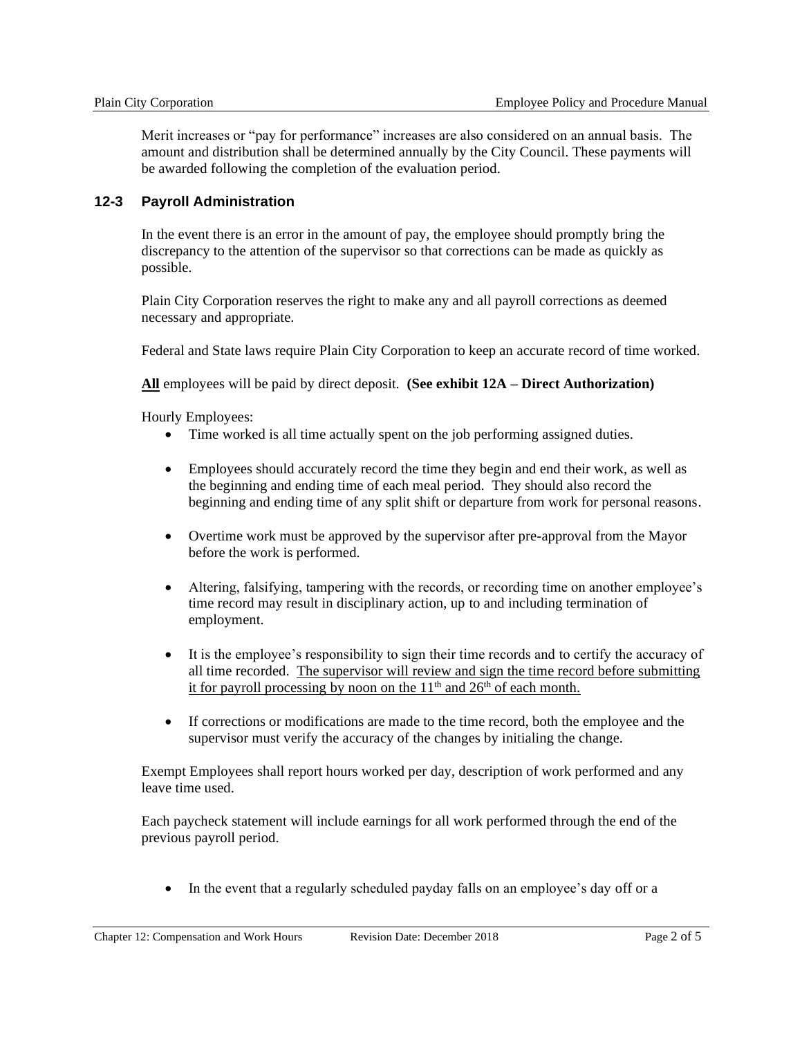Merit increases or "pay for performance" increases are also considered on an annual basis. The amount and distribution shall be determined annually by the City Council. These payments will be awarded following the completion of the evaluation period.

## 12-3 Payroll Administration

In the event there is an error in the amount of pay, the employee should promptly bring the discrepancy to the attention of the supervisor so that corrections can be made as quickly as possible.

Plain City Corporation reserves the right to make any and all payroll corrections as deemed necessary and appropriate.

Federal and State laws require Plain City Corporation to keep an accurate record of time worked.

<u>**All**</u> employees will be paid by direct deposit. **(See exhibit 12A – Direct Authorization)**

Hourly Employees:

- Time worked is all time actually spent on the job performing assigned duties.
- Employees should accurately record the time they begin and end their work, as well as the beginning and ending time of each meal period. They should also record the beginning and ending time of any split shift or departure from work for personal reasons.
- Overtime work must be approved by the supervisor after pre-approval from the Mayor before the work is performed.
- Altering, falsifying, tampering with the records, or recording time on another employee's time record may result in disciplinary action, up to and including termination of employment.
- It is the employee's responsibility to sign their time records and to certify the accuracy of all time recorded. <u>The supervisor will review and sign the time record before submitting it for payroll processing by noon on the 11th and 26th of each month.</u>
- If corrections or modifications are made to the time record, both the employee and the supervisor must verify the accuracy of the changes by initialing the change.

Exempt Employees shall report hours worked per day, description of work performed and any leave time used.

Each paycheck statement will include earnings for all work performed through the end of the previous payroll period.

- In the event that a regularly scheduled payday falls on an employee's day off or a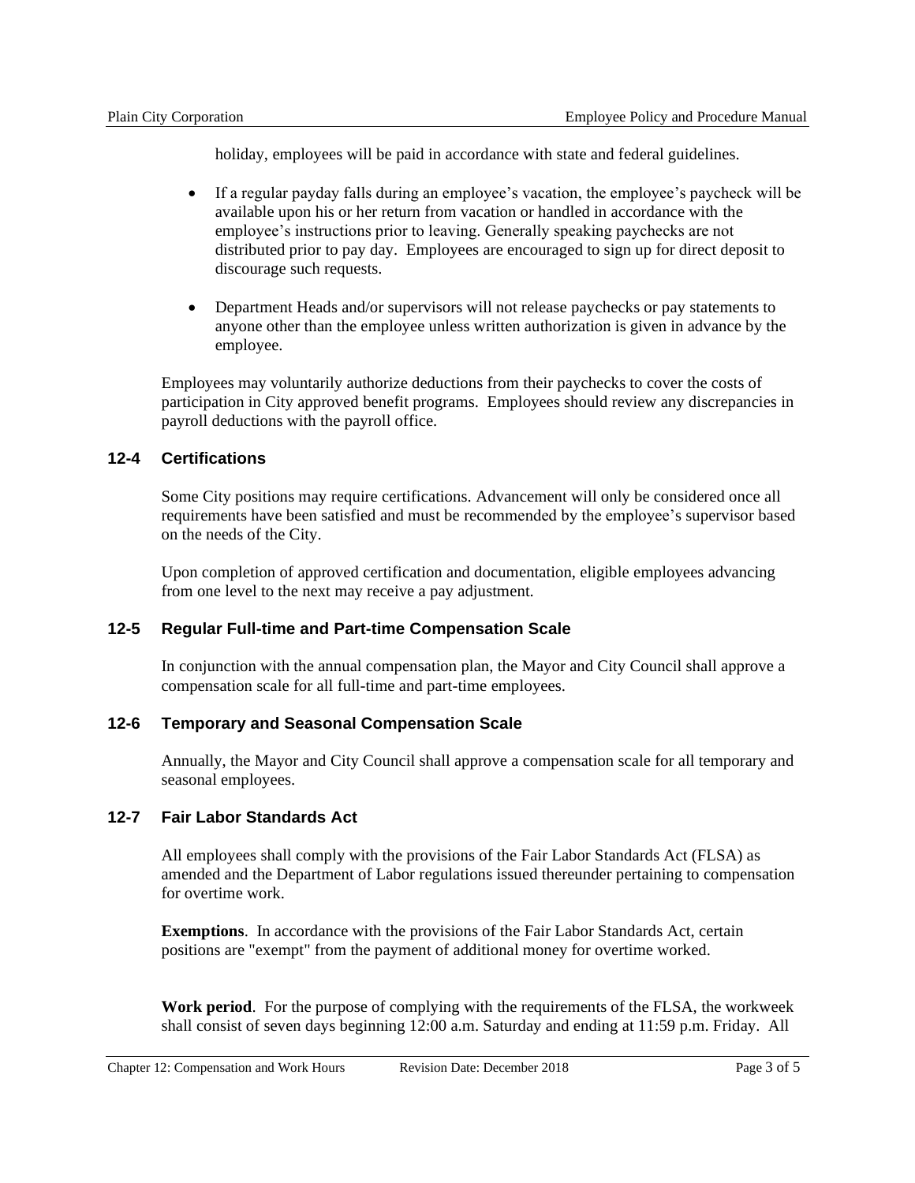holiday, employees will be paid in accordance with state and federal guidelines.

- If a regular payday falls during an employee's vacation, the employee's paycheck will be available upon his or her return from vacation or handled in accordance with the employee's instructions prior to leaving. Generally speaking paychecks are not distributed prior to pay day. Employees are encouraged to sign up for direct deposit to discourage such requests.

- Department Heads and/or supervisors will not release paychecks or pay statements to anyone other than the employee unless written authorization is given in advance by the employee.

Employees may voluntarily authorize deductions from their paychecks to cover the costs of participation in City approved benefit programs. Employees should review any discrepancies in payroll deductions with the payroll office.

## 12-4 Certifications

Some City positions may require certifications. Advancement will only be considered once all requirements have been satisfied and must be recommended by the employee's supervisor based on the needs of the City.

Upon completion of approved certification and documentation, eligible employees advancing from one level to the next may receive a pay adjustment.

## 12-5 Regular Full-time and Part-time Compensation Scale

In conjunction with the annual compensation plan, the Mayor and City Council shall approve a compensation scale for all full-time and part-time employees.

## 12-6 Temporary and Seasonal Compensation Scale

Annually, the Mayor and City Council shall approve a compensation scale for all temporary and seasonal employees.

## 12-7 Fair Labor Standards Act

All employees shall comply with the provisions of the Fair Labor Standards Act (FLSA) as amended and the Department of Labor regulations issued thereunder pertaining to compensation for overtime work.

**Exemptions**. In accordance with the provisions of the Fair Labor Standards Act, certain positions are "exempt" from the payment of additional money for overtime worked.

**Work period**. For the purpose of complying with the requirements of the FLSA, the workweek shall consist of seven days beginning 12:00 a.m. Saturday and ending at 11:59 p.m. Friday. All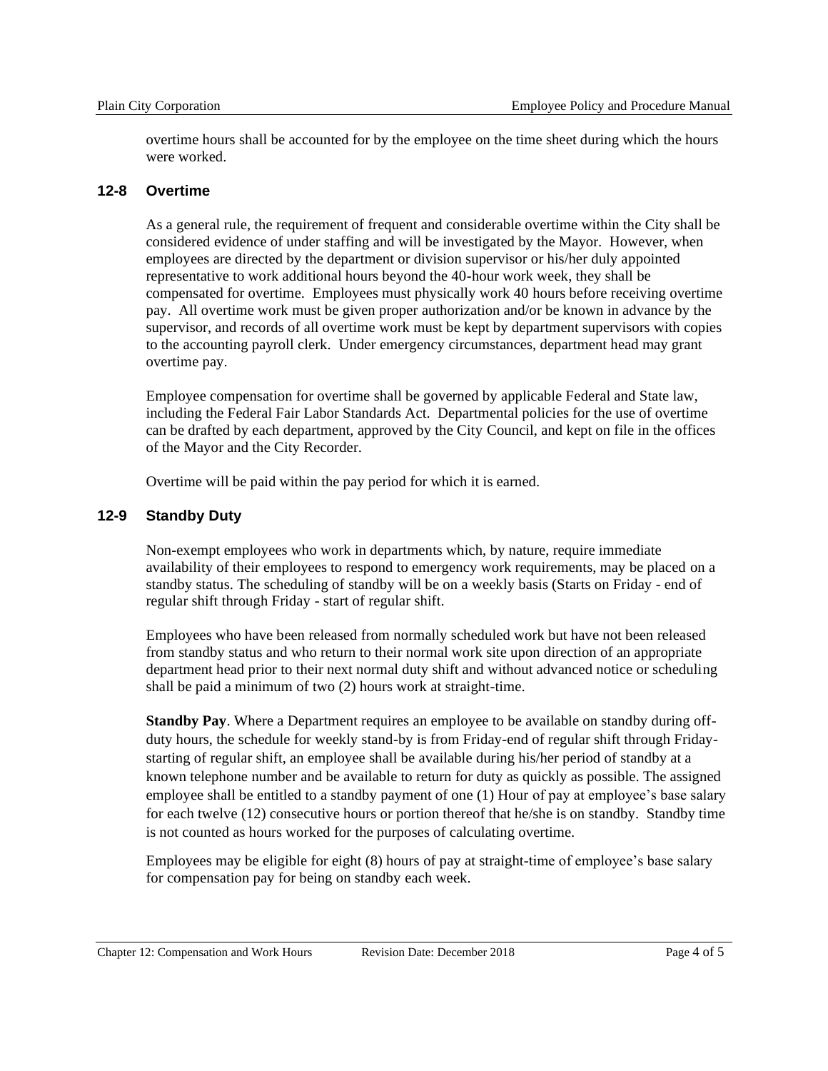overtime hours shall be accounted for by the employee on the time sheet during which the hours were worked.

## 12-8 Overtime

As a general rule, the requirement of frequent and considerable overtime within the City shall be considered evidence of under staffing and will be investigated by the Mayor. However, when employees are directed by the department or division supervisor or his/her duly appointed representative to work additional hours beyond the 40-hour work week, they shall be compensated for overtime. Employees must physically work 40 hours before receiving overtime pay. All overtime work must be given proper authorization and/or be known in advance by the supervisor, and records of all overtime work must be kept by department supervisors with copies to the accounting payroll clerk. Under emergency circumstances, department head may grant overtime pay.

Employee compensation for overtime shall be governed by applicable Federal and State law, including the Federal Fair Labor Standards Act. Departmental policies for the use of overtime can be drafted by each department, approved by the City Council, and kept on file in the offices of the Mayor and the City Recorder.

Overtime will be paid within the pay period for which it is earned.

## 12-9 Standby Duty

Non-exempt employees who work in departments which, by nature, require immediate availability of their employees to respond to emergency work requirements, may be placed on a standby status. The scheduling of standby will be on a weekly basis (Starts on Friday - end of regular shift through Friday - start of regular shift.

Employees who have been released from normally scheduled work but have not been released from standby status and who return to their normal work site upon direction of an appropriate department head prior to their next normal duty shift and without advanced notice or scheduling shall be paid a minimum of two (2) hours work at straight-time.

**Standby Pay**. Where a Department requires an employee to be available on standby during off-duty hours, the schedule for weekly stand-by is from Friday-end of regular shift through Friday-starting of regular shift, an employee shall be available during his/her period of standby at a known telephone number and be available to return for duty as quickly as possible. The assigned employee shall be entitled to a standby payment of one (1) Hour of pay at employee's base salary for each twelve (12) consecutive hours or portion thereof that he/she is on standby. Standby time is not counted as hours worked for the purposes of calculating overtime.

Employees may be eligible for eight (8) hours of pay at straight-time of employee's base salary for compensation pay for being on standby each week.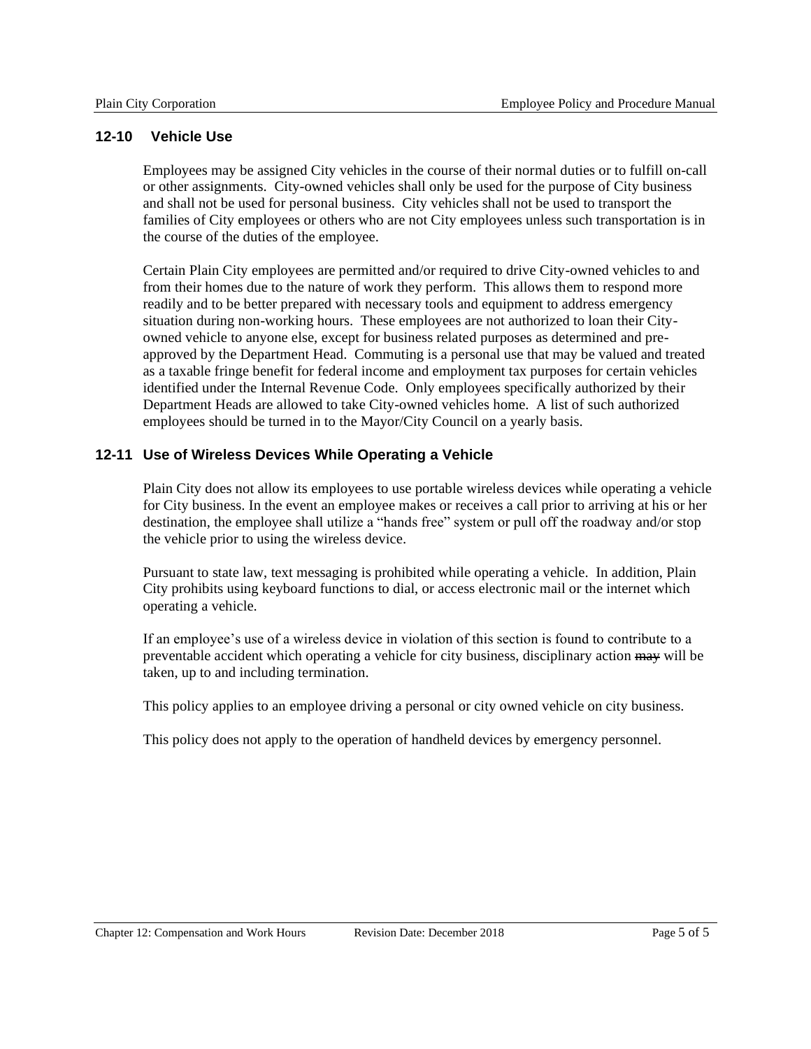## 12-10 Vehicle Use

Employees may be assigned City vehicles in the course of their normal duties or to fulfill on-call or other assignments. City-owned vehicles shall only be used for the purpose of City business and shall not be used for personal business. City vehicles shall not be used to transport the families of City employees or others who are not City employees unless such transportation is in the course of the duties of the employee.

Certain Plain City employees are permitted and/or required to drive City-owned vehicles to and from their homes due to the nature of work they perform. This allows them to respond more readily and to be better prepared with necessary tools and equipment to address emergency situation during non-working hours. These employees are not authorized to loan their City-owned vehicle to anyone else, except for business related purposes as determined and pre-approved by the Department Head. Commuting is a personal use that may be valued and treated as a taxable fringe benefit for federal income and employment tax purposes for certain vehicles identified under the Internal Revenue Code. Only employees specifically authorized by their Department Heads are allowed to take City-owned vehicles home. A list of such authorized employees should be turned in to the Mayor/City Council on a yearly basis.

## 12-11 Use of Wireless Devices While Operating a Vehicle

Plain City does not allow its employees to use portable wireless devices while operating a vehicle for City business. In the event an employee makes or receives a call prior to arriving at his or her destination, the employee shall utilize a "hands free" system or pull off the roadway and/or stop the vehicle prior to using the wireless device.

Pursuant to state law, text messaging is prohibited while operating a vehicle. In addition, Plain City prohibits using keyboard functions to dial, or access electronic mail or the internet which operating a vehicle.

If an employee's use of a wireless device in violation of this section is found to contribute to a preventable accident which operating a vehicle for city business, disciplinary action ~~may~~ will be taken, up to and including termination.

This policy applies to an employee driving a personal or city owned vehicle on city business.

This policy does not apply to the operation of handheld devices by emergency personnel.